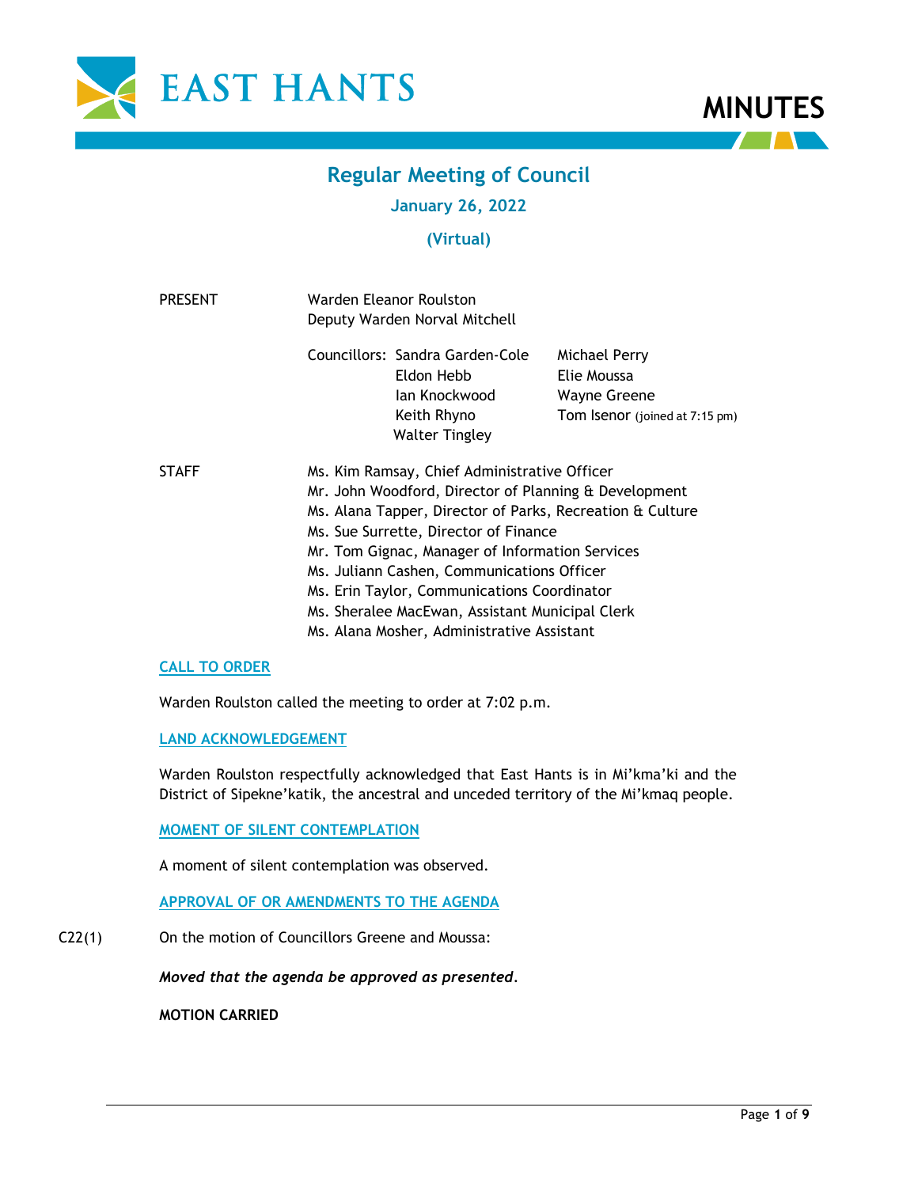# EAST HANTS

# MINUTES

## Regular Meeting of Council

### January 26, 2022

### (Virtual)

| | | |
|---|---|---|
| PRESENT | Warden Eleanor Roulston<br>Deputy Warden Norval Mitchell | |
| | Councillors: Sandra Garden-Cole<br>Eldon Hebb<br>Ian Knockwood<br>Keith Rhyno<br>Walter Tingley | Michael Perry<br>Elie Moussa<br>Wayne Greene<br>Tom Isenor (joined at 7:15 pm) |
| STAFF | Ms. Kim Ramsay, Chief Administrative Officer<br>Mr. John Woodford, Director of Planning & Development<br>Ms. Alana Tapper, Director of Parks, Recreation & Culture<br>Ms. Sue Surrette, Director of Finance<br>Mr. Tom Gignac, Manager of Information Services<br>Ms. Juliann Cashen, Communications Officer<br>Ms. Erin Taylor, Communications Coordinator<br>Ms. Sheralee MacEwan, Assistant Municipal Clerk<br>Ms. Alana Mosher, Administrative Assistant | |

**CALL TO ORDER**

Warden Roulston called the meeting to order at 7:02 p.m.

**LAND ACKNOWLEDGEMENT**

Warden Roulston respectfully acknowledged that East Hants is in Mi'kma'ki and the District of Sipekne'katik, the ancestral and unceded territory of the Mi'kmaq people.

**MOMENT OF SILENT CONTEMPLATION**

A moment of silent contemplation was observed.

**APPROVAL OF OR AMENDMENTS TO THE AGENDA**

C22(1) On the motion of Councillors Greene and Moussa:

*Moved that the agenda be approved as presented.*

**MOTION CARRIED**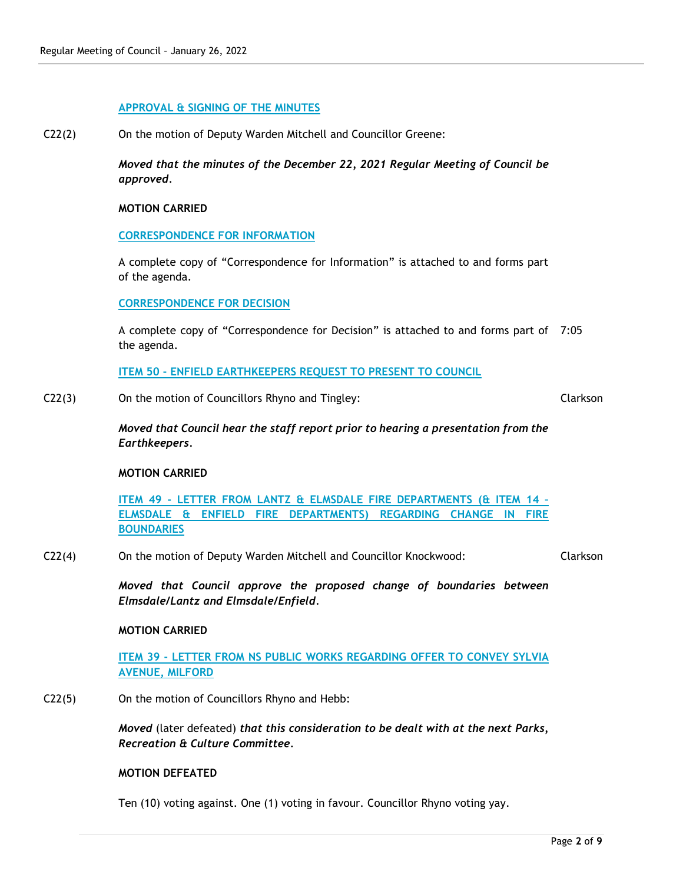**APPROVAL & SIGNING OF THE MINUTES**

C22(2) On the motion of Deputy Warden Mitchell and Councillor Greene:

***Moved that the minutes of the December 22, 2021 Regular Meeting of Council be approved.***

**MOTION CARRIED**

**CORRESPONDENCE FOR INFORMATION**

A complete copy of "Correspondence for Information" is attached to and forms part of the agenda.

**CORRESPONDENCE FOR DECISION**

A complete copy of "Correspondence for Decision" is attached to and forms part of the agenda. 7:05

**ITEM 50 - ENFIELD EARTHKEEPERS REQUEST TO PRESENT TO COUNCIL**

C22(3) On the motion of Councillors Rhyno and Tingley: Clarkson

***Moved that Council hear the staff report prior to hearing a presentation from the Earthkeepers.***

**MOTION CARRIED**

**ITEM 49 - LETTER FROM LANTZ & ELMSDALE FIRE DEPARTMENTS (& ITEM 14 – ELMSDALE & ENFIELD FIRE DEPARTMENTS) REGARDING CHANGE IN FIRE BOUNDARIES**

C22(4) On the motion of Deputy Warden Mitchell and Councillor Knockwood: Clarkson

***Moved that Council approve the proposed change of boundaries between Elmsdale/Lantz and Elmsdale/Enfield.***

**MOTION CARRIED**

**ITEM 39 - LETTER FROM NS PUBLIC WORKS REGARDING OFFER TO CONVEY SYLVIA AVENUE, MILFORD**

C22(5) On the motion of Councillors Rhyno and Hebb:

***Moved*** (later defeated) ***that this consideration to be dealt with at the next Parks, Recreation & Culture Committee.***

**MOTION DEFEATED**

Ten (10) voting against. One (1) voting in favour. Councillor Rhyno voting yay.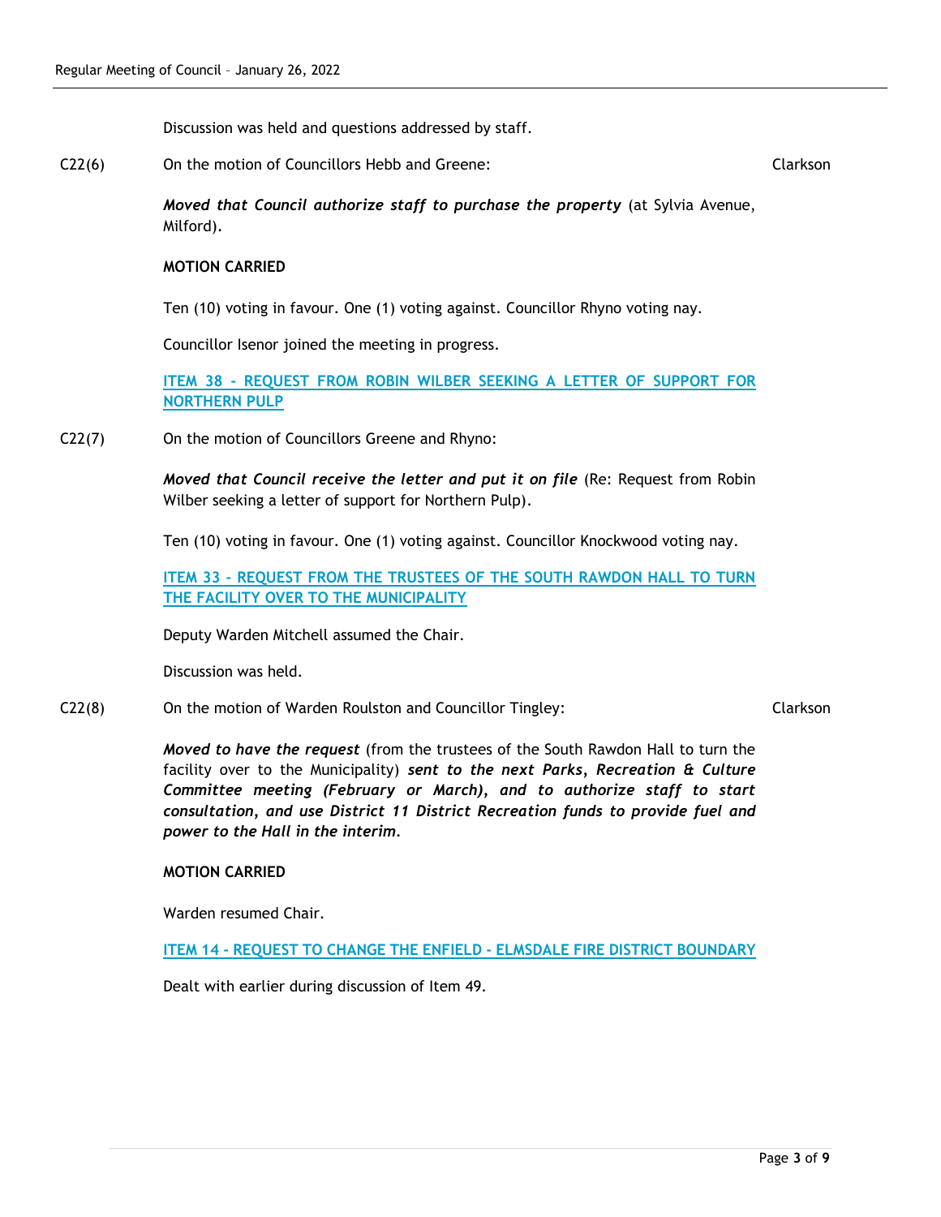Discussion was held and questions addressed by staff.

C22(6) On the motion of Councillors Hebb and Greene: Clarkson

***Moved that Council authorize staff to purchase the property*** (at Sylvia Avenue, Milford).

**MOTION CARRIED**

Ten (10) voting in favour. One (1) voting against. Councillor Rhyno voting nay.

Councillor Isenor joined the meeting in progress.

**ITEM 38 - REQUEST FROM ROBIN WILBER SEEKING A LETTER OF SUPPORT FOR NORTHERN PULP**

C22(7) On the motion of Councillors Greene and Rhyno:

***Moved that Council receive the letter and put it on file*** (Re: Request from Robin Wilber seeking a letter of support for Northern Pulp).

Ten (10) voting in favour. One (1) voting against. Councillor Knockwood voting nay.

**ITEM 33 - REQUEST FROM THE TRUSTEES OF THE SOUTH RAWDON HALL TO TURN THE FACILITY OVER TO THE MUNICIPALITY**

Deputy Warden Mitchell assumed the Chair.

Discussion was held.

C22(8) On the motion of Warden Roulston and Councillor Tingley: Clarkson

***Moved to have the request*** (from the trustees of the South Rawdon Hall to turn the facility over to the Municipality) ***sent to the next Parks, Recreation & Culture Committee meeting (February or March), and to authorize staff to start consultation, and use District 11 District Recreation funds to provide fuel and power to the Hall in the interim.***

**MOTION CARRIED**

Warden resumed Chair.

**ITEM 14 - REQUEST TO CHANGE THE ENFIELD - ELMSDALE FIRE DISTRICT BOUNDARY**

Dealt with earlier during discussion of Item 49.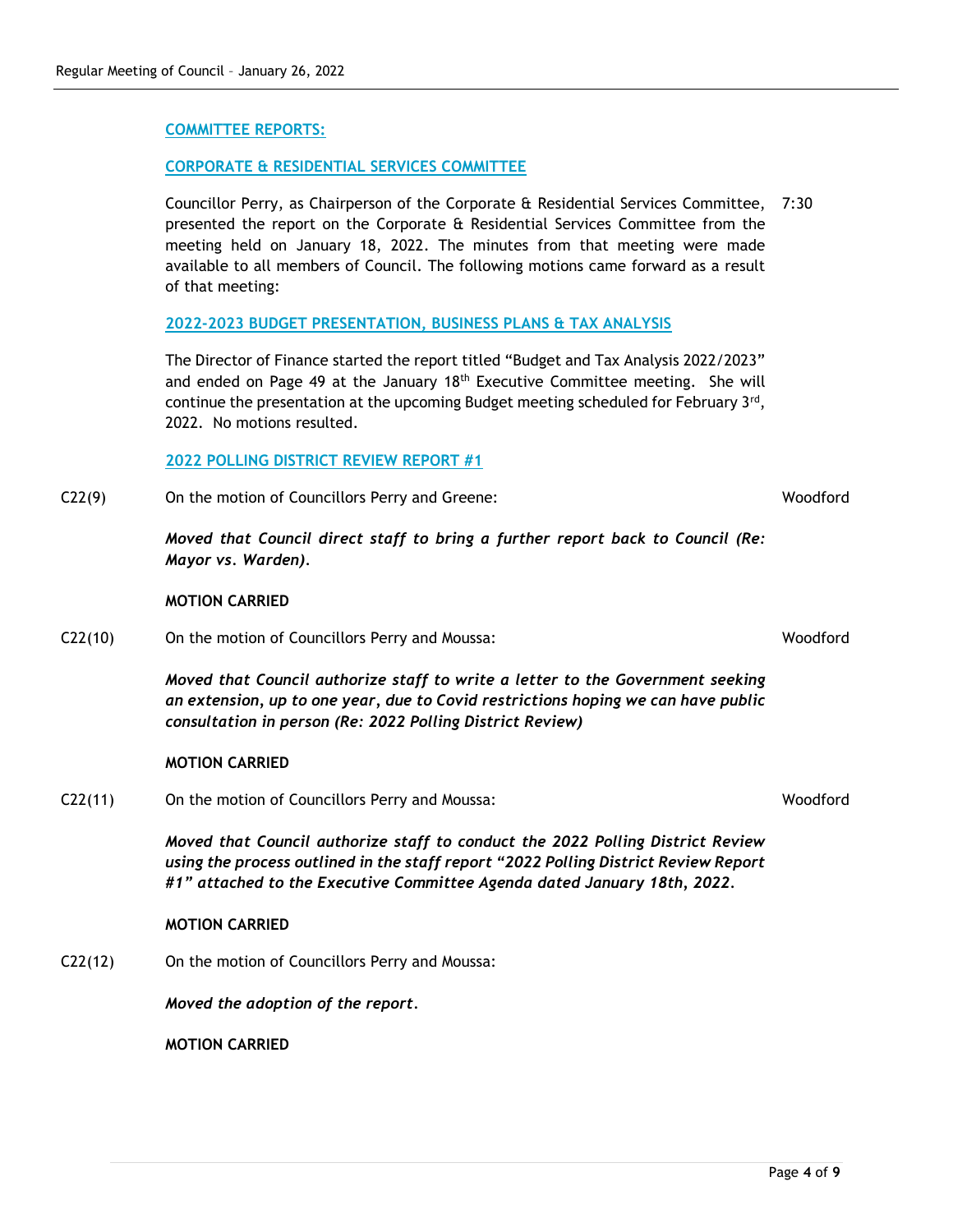## COMMITTEE REPORTS:

### CORPORATE & RESIDENTIAL SERVICES COMMITTEE

Councillor Perry, as Chairperson of the Corporate & Residential Services Committee, presented the report on the Corporate & Residential Services Committee from the meeting held on January 18, 2022. The minutes from that meeting were made available to all members of Council. The following motions came forward as a result of that meeting: 7:30

### 2022-2023 BUDGET PRESENTATION, BUSINESS PLANS & TAX ANALYSIS

The Director of Finance started the report titled "Budget and Tax Analysis 2022/2023" and ended on Page 49 at the January 18th Executive Committee meeting. She will continue the presentation at the upcoming Budget meeting scheduled for February 3rd, 2022. No motions resulted.

### 2022 POLLING DISTRICT REVIEW REPORT #1

C22(9) On the motion of Councillors Perry and Greene: Woodford

***Moved that Council direct staff to bring a further report back to Council (Re: Mayor vs. Warden).***

**MOTION CARRIED**

C22(10) On the motion of Councillors Perry and Moussa: Woodford

***Moved that Council authorize staff to write a letter to the Government seeking an extension, up to one year, due to Covid restrictions hoping we can have public consultation in person (Re: 2022 Polling District Review)***

**MOTION CARRIED**

C22(11) On the motion of Councillors Perry and Moussa: Woodford

***Moved that Council authorize staff to conduct the 2022 Polling District Review using the process outlined in the staff report "2022 Polling District Review Report #1" attached to the Executive Committee Agenda dated January 18th, 2022.***

**MOTION CARRIED**

C22(12) On the motion of Councillors Perry and Moussa:

***Moved the adoption of the report.***

**MOTION CARRIED**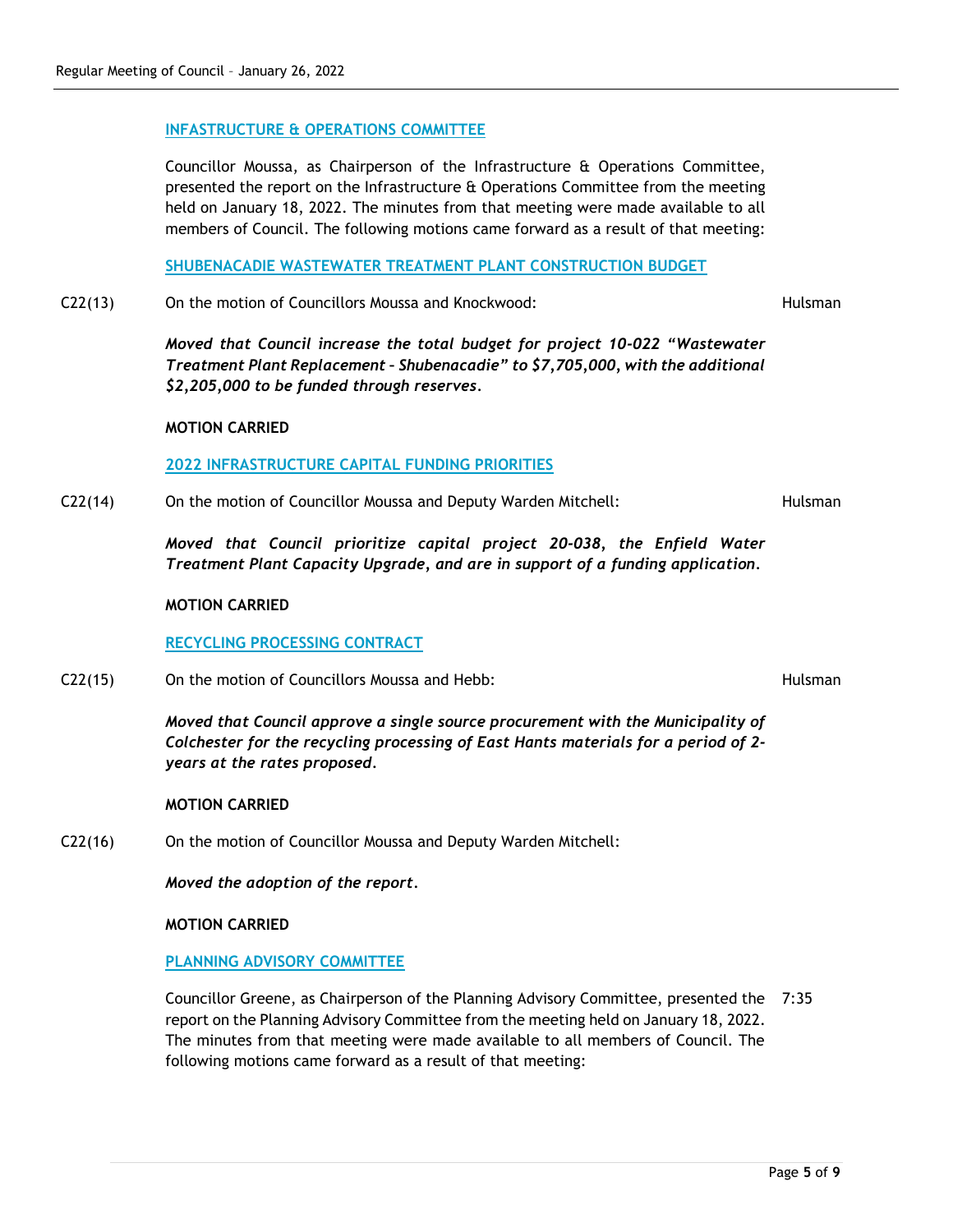## INFASTRUCTURE & OPERATIONS COMMITTEE

Councillor Moussa, as Chairperson of the Infrastructure & Operations Committee, presented the report on the Infrastructure & Operations Committee from the meeting held on January 18, 2022. The minutes from that meeting were made available to all members of Council. The following motions came forward as a result of that meeting:

### SHUBENACADIE WASTEWATER TREATMENT PLANT CONSTRUCTION BUDGET

C22(13) On the motion of Councillors Moussa and Knockwood: Hulsman

***Moved that Council increase the total budget for project 10-022 "Wastewater Treatment Plant Replacement - Shubenacadie" to $7,705,000, with the additional $2,205,000 to be funded through reserves.***

**MOTION CARRIED**

### 2022 INFRASTRUCTURE CAPITAL FUNDING PRIORITIES

C22(14) On the motion of Councillor Moussa and Deputy Warden Mitchell: Hulsman

***Moved that Council prioritize capital project 20-038, the Enfield Water Treatment Plant Capacity Upgrade, and are in support of a funding application.***

**MOTION CARRIED**

### RECYCLING PROCESSING CONTRACT

C22(15) On the motion of Councillors Moussa and Hebb: Hulsman

***Moved that Council approve a single source procurement with the Municipality of Colchester for the recycling processing of East Hants materials for a period of 2-years at the rates proposed.***

**MOTION CARRIED**

C22(16) On the motion of Councillor Moussa and Deputy Warden Mitchell:

***Moved the adoption of the report.***

**MOTION CARRIED**

## PLANNING ADVISORY COMMITTEE

Councillor Greene, as Chairperson of the Planning Advisory Committee, presented the report on the Planning Advisory Committee from the meeting held on January 18, 2022. The minutes from that meeting were made available to all members of Council. The following motions came forward as a result of that meeting: 7:35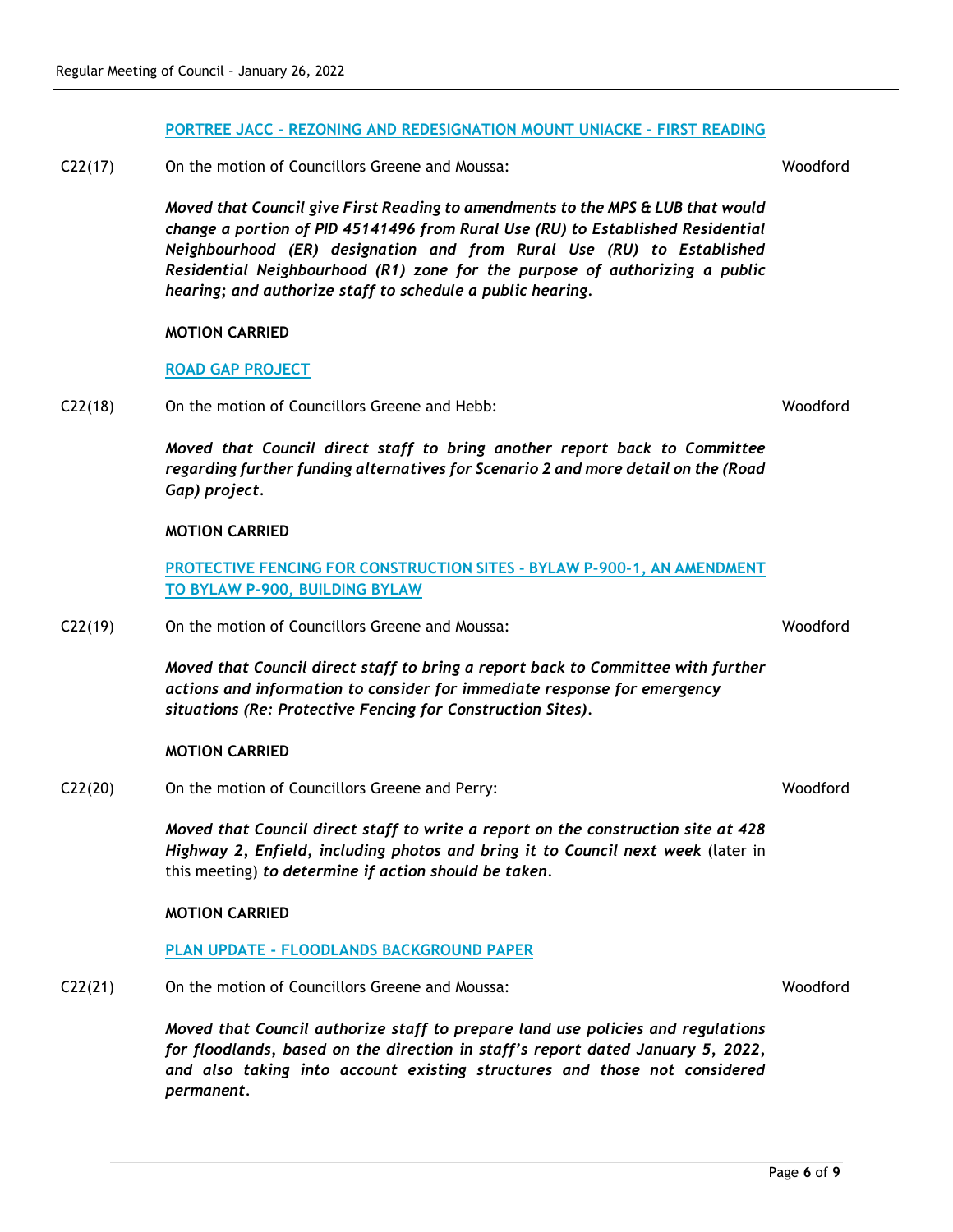### PORTREE JACC – REZONING AND REDESIGNATION MOUNT UNIACKE - FIRST READING

C22(17) On the motion of Councillors Greene and Moussa: Woodford

***Moved that Council give First Reading to amendments to the MPS & LUB that would change a portion of PID 45141496 from Rural Use (RU) to Established Residential Neighbourhood (ER) designation and from Rural Use (RU) to Established Residential Neighbourhood (R1) zone for the purpose of authorizing a public hearing; and authorize staff to schedule a public hearing.***

**MOTION CARRIED**

### ROAD GAP PROJECT

C22(18) On the motion of Councillors Greene and Hebb: Woodford

***Moved that Council direct staff to bring another report back to Committee regarding further funding alternatives for Scenario 2 and more detail on the (Road Gap) project.***

**MOTION CARRIED**

### PROTECTIVE FENCING FOR CONSTRUCTION SITES - BYLAW P-900-1, AN AMENDMENT TO BYLAW P-900, BUILDING BYLAW

C22(19) On the motion of Councillors Greene and Moussa: Woodford

***Moved that Council direct staff to bring a report back to Committee with further actions and information to consider for immediate response for emergency situations (Re: Protective Fencing for Construction Sites).***

**MOTION CARRIED**

C22(20) On the motion of Councillors Greene and Perry: Woodford

***Moved that Council direct staff to write a report on the construction site at 428 Highway 2, Enfield, including photos and bring it to Council next week*** (later in this meeting) ***to determine if action should be taken.***

**MOTION CARRIED**

### PLAN UPDATE - FLOODLANDS BACKGROUND PAPER

C22(21) On the motion of Councillors Greene and Moussa: Woodford

***Moved that Council authorize staff to prepare land use policies and regulations for floodlands, based on the direction in staff's report dated January 5, 2022, and also taking into account existing structures and those not considered permanent.***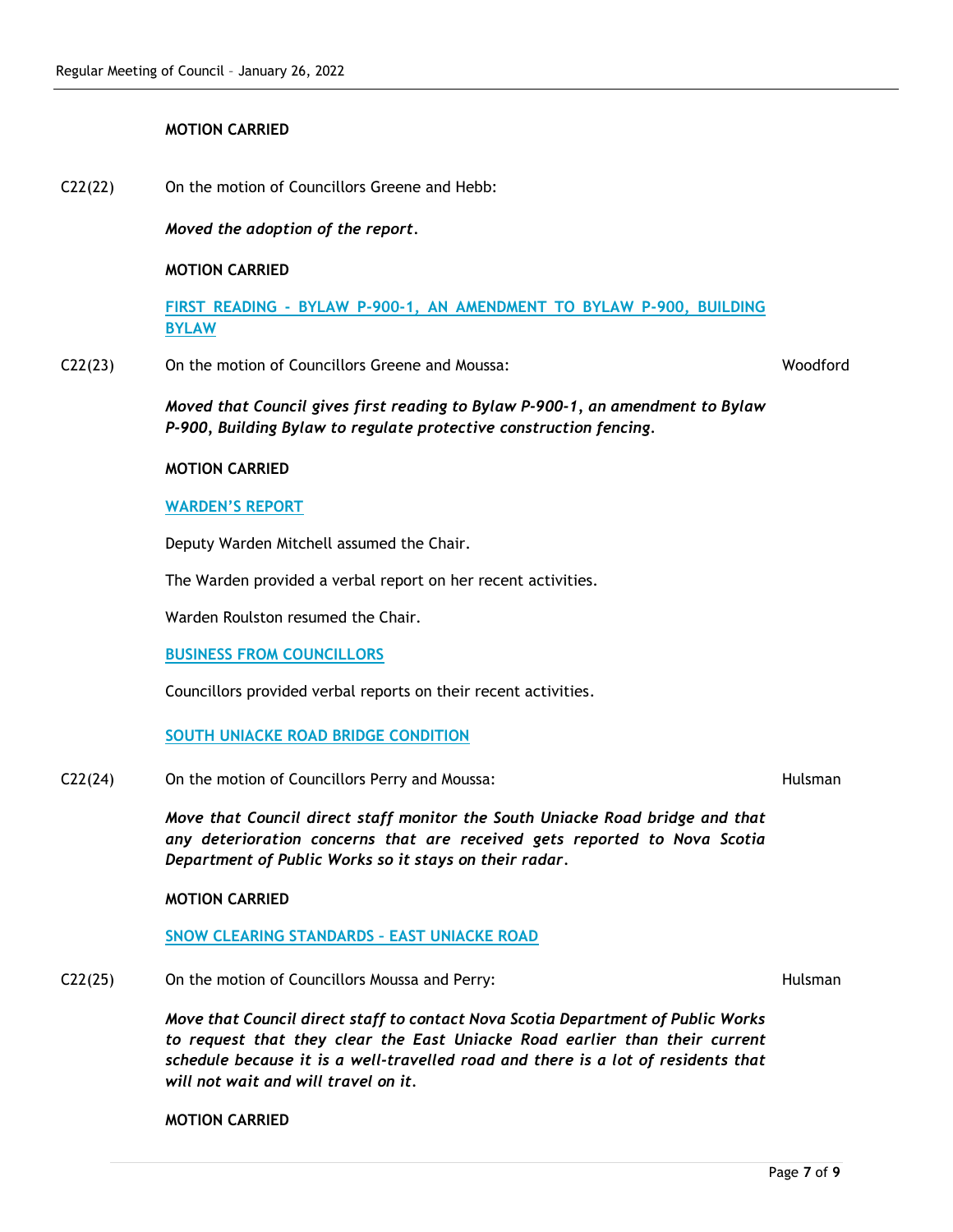**MOTION CARRIED**

C22(22) On the motion of Councillors Greene and Hebb:

***Moved the adoption of the report.***

**MOTION CARRIED**

**FIRST READING - BYLAW P-900-1, AN AMENDMENT TO BYLAW P-900, BUILDING BYLAW**

C22(23) On the motion of Councillors Greene and Moussa: Woodford

***Moved that Council gives first reading to Bylaw P-900-1, an amendment to Bylaw P-900, Building Bylaw to regulate protective construction fencing.***

**MOTION CARRIED**

**WARDEN'S REPORT**

Deputy Warden Mitchell assumed the Chair.

The Warden provided a verbal report on her recent activities.

Warden Roulston resumed the Chair.

**BUSINESS FROM COUNCILLORS**

Councillors provided verbal reports on their recent activities.

**SOUTH UNIACKE ROAD BRIDGE CONDITION**

C22(24) On the motion of Councillors Perry and Moussa: Hulsman

***Move that Council direct staff monitor the South Uniacke Road bridge and that any deterioration concerns that are received gets reported to Nova Scotia Department of Public Works so it stays on their radar.***

**MOTION CARRIED**

**SNOW CLEARING STANDARDS – EAST UNIACKE ROAD**

C22(25) On the motion of Councillors Moussa and Perry: Hulsman

***Move that Council direct staff to contact Nova Scotia Department of Public Works to request that they clear the East Uniacke Road earlier than their current schedule because it is a well-travelled road and there is a lot of residents that will not wait and will travel on it.***

**MOTION CARRIED**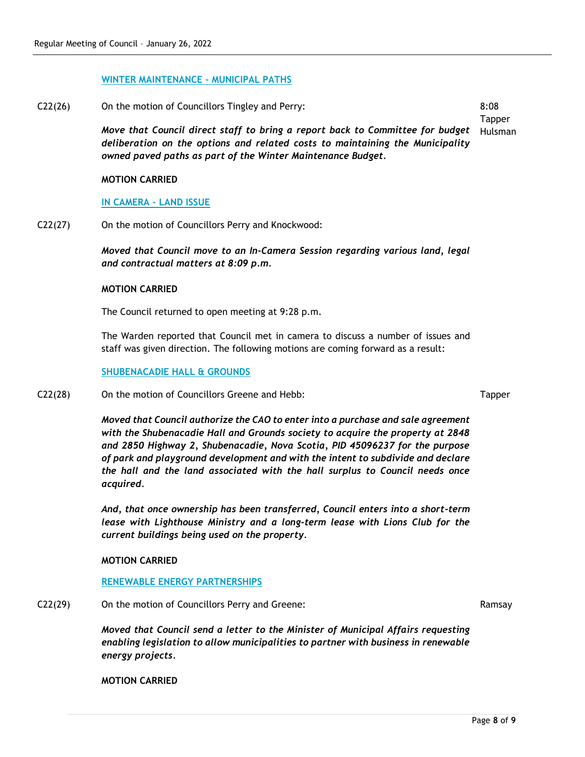### WINTER MAINTENANCE – MUNICIPAL PATHS

C22(26) On the motion of Councillors Tingley and Perry:

8:08
Tapper
Hulsman

***Move that Council direct staff to bring a report back to Committee for budget deliberation on the options and related costs to maintaining the Municipality owned paved paths as part of the Winter Maintenance Budget.***

**MOTION CARRIED**

### IN CAMERA – LAND ISSUE

C22(27) On the motion of Councillors Perry and Knockwood:

***Moved that Council move to an In-Camera Session regarding various land, legal and contractual matters at 8:09 p.m.***

**MOTION CARRIED**

The Council returned to open meeting at 9:28 p.m.

The Warden reported that Council met in camera to discuss a number of issues and staff was given direction. The following motions are coming forward as a result:

### SHUBENACADIE HALL & GROUNDS

C22(28) On the motion of Councillors Greene and Hebb:

Tapper

***Moved that Council authorize the CAO to enter into a purchase and sale agreement with the Shubenacadie Hall and Grounds society to acquire the property at 2848 and 2850 Highway 2, Shubenacadie, Nova Scotia, PID 45096237 for the purpose of park and playground development and with the intent to subdivide and declare the hall and the land associated with the hall surplus to Council needs once acquired.***

***And, that once ownership has been transferred, Council enters into a short-term lease with Lighthouse Ministry and a long-term lease with Lions Club for the current buildings being used on the property.***

**MOTION CARRIED**

### RENEWABLE ENERGY PARTNERSHIPS

C22(29) On the motion of Councillors Perry and Greene:

Ramsay

***Moved that Council send a letter to the Minister of Municipal Affairs requesting enabling legislation to allow municipalities to partner with business in renewable energy projects.***

**MOTION CARRIED**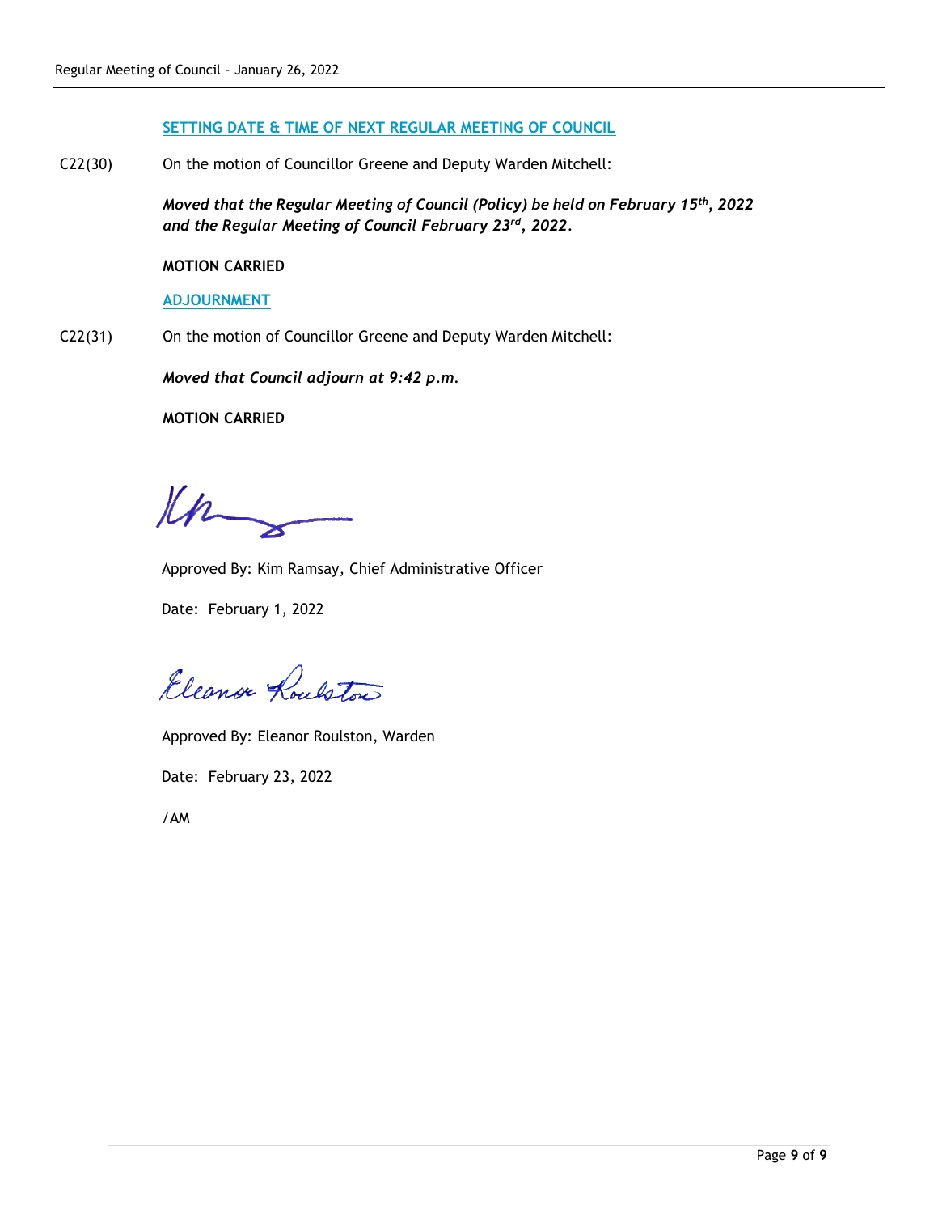## SETTING DATE & TIME OF NEXT REGULAR MEETING OF COUNCIL

C22(30) On the motion of Councillor Greene and Deputy Warden Mitchell:

***Moved that the Regular Meeting of Council (Policy) be held on February 15th, 2022 and the Regular Meeting of Council February 23rd, 2022.***

**MOTION CARRIED**

## ADJOURNMENT

C22(31) On the motion of Councillor Greene and Deputy Warden Mitchell:

***Moved that Council adjourn at 9:42 p.m.***

**MOTION CARRIED**

Approved By: Kim Ramsay, Chief Administrative Officer

Date: February 1, 2022

Approved By: Eleanor Roulston, Warden

Date: February 23, 2022

/AM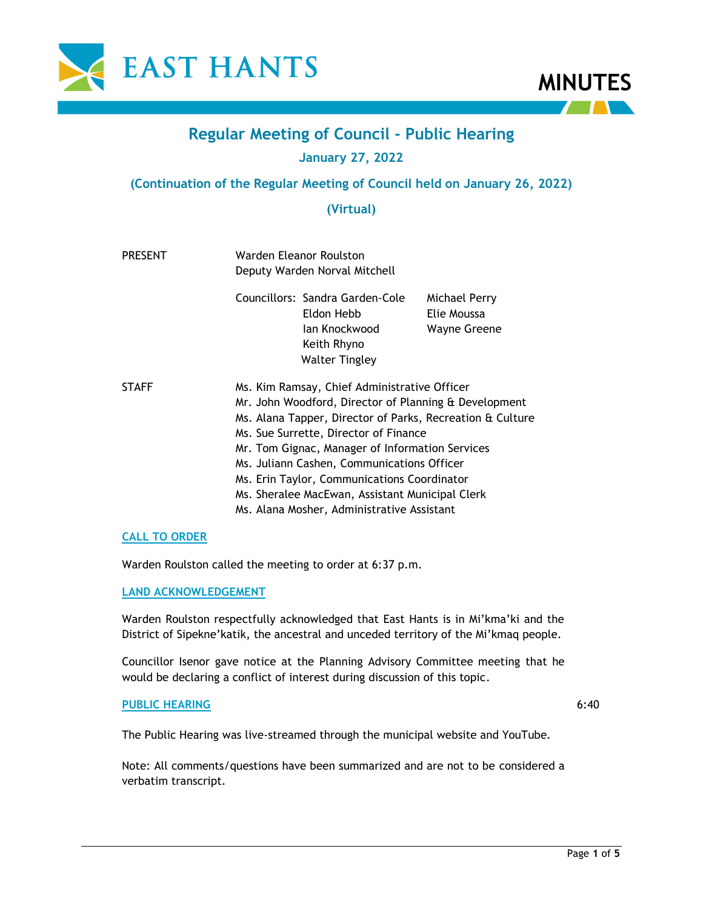# Regular Meeting of Council - Public Hearing

## January 27, 2022

## (Continuation of the Regular Meeting of Council held on January 26, 2022)

## (Virtual)

| PRESENT | Warden Eleanor Roulston<br>Deputy Warden Norval Mitchell |
|---|---|
| | Councillors: Sandra Garden-Cole, Eldon Hebb, Ian Knockwood, Keith Rhyno, Walter Tingley, Michael Perry, Elie Moussa, Wayne Greene |
| STAFF | Ms. Kim Ramsay, Chief Administrative Officer<br>Mr. John Woodford, Director of Planning & Development<br>Ms. Alana Tapper, Director of Parks, Recreation & Culture<br>Ms. Sue Surrette, Director of Finance<br>Mr. Tom Gignac, Manager of Information Services<br>Ms. Juliann Cashen, Communications Officer<br>Ms. Erin Taylor, Communications Coordinator<br>Ms. Sheralee MacEwan, Assistant Municipal Clerk<br>Ms. Alana Mosher, Administrative Assistant |

### CALL TO ORDER

Warden Roulston called the meeting to order at 6:37 p.m.

### LAND ACKNOWLEDGEMENT

Warden Roulston respectfully acknowledged that East Hants is in Mi'kma'ki and the District of Sipekne'katik, the ancestral and unceded territory of the Mi'kmaq people.

Councillor Isenor gave notice at the Planning Advisory Committee meeting that he would be declaring a conflict of interest during discussion of this topic.

### PUBLIC HEARING — 6:40

The Public Hearing was live-streamed through the municipal website and YouTube.

Note: All comments/questions have been summarized and are not to be considered a verbatim transcript.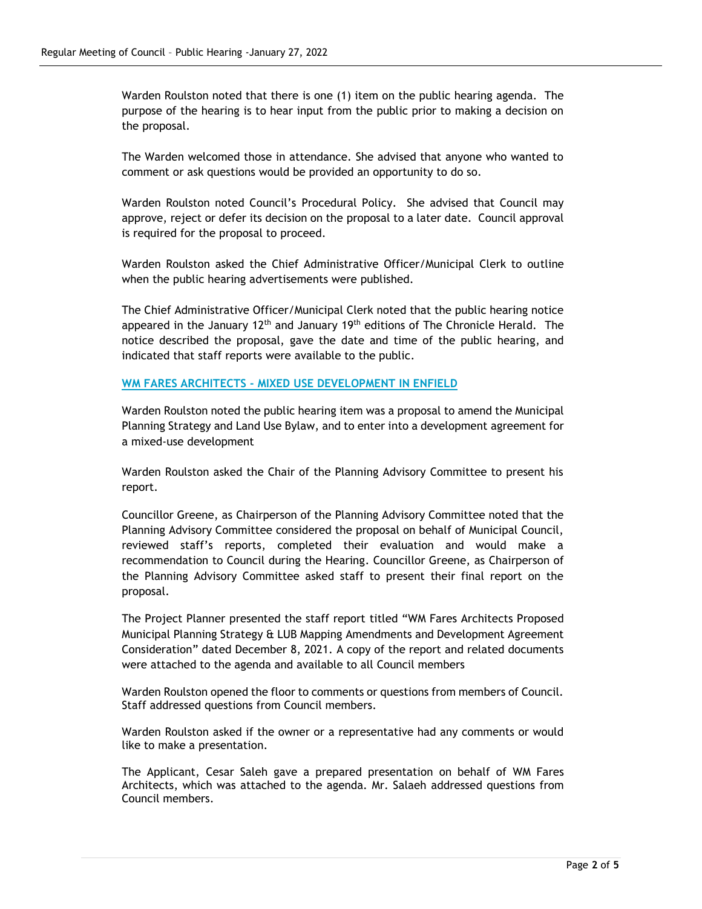Warden Roulston noted that there is one (1) item on the public hearing agenda. The purpose of the hearing is to hear input from the public prior to making a decision on the proposal.

The Warden welcomed those in attendance. She advised that anyone who wanted to comment or ask questions would be provided an opportunity to do so.

Warden Roulston noted Council's Procedural Policy. She advised that Council may approve, reject or defer its decision on the proposal to a later date. Council approval is required for the proposal to proceed.

Warden Roulston asked the Chief Administrative Officer/Municipal Clerk to outline when the public hearing advertisements were published.

The Chief Administrative Officer/Municipal Clerk noted that the public hearing notice appeared in the January 12th and January 19th editions of The Chronicle Herald. The notice described the proposal, gave the date and time of the public hearing, and indicated that staff reports were available to the public.

## WM FARES ARCHITECTS - MIXED USE DEVELOPMENT IN ENFIELD

Warden Roulston noted the public hearing item was a proposal to amend the Municipal Planning Strategy and Land Use Bylaw, and to enter into a development agreement for a mixed-use development

Warden Roulston asked the Chair of the Planning Advisory Committee to present his report.

Councillor Greene, as Chairperson of the Planning Advisory Committee noted that the Planning Advisory Committee considered the proposal on behalf of Municipal Council, reviewed staff's reports, completed their evaluation and would make a recommendation to Council during the Hearing. Councillor Greene, as Chairperson of the Planning Advisory Committee asked staff to present their final report on the proposal.

The Project Planner presented the staff report titled "WM Fares Architects Proposed Municipal Planning Strategy & LUB Mapping Amendments and Development Agreement Consideration" dated December 8, 2021. A copy of the report and related documents were attached to the agenda and available to all Council members

Warden Roulston opened the floor to comments or questions from members of Council. Staff addressed questions from Council members.

Warden Roulston asked if the owner or a representative had any comments or would like to make a presentation.

The Applicant, Cesar Saleh gave a prepared presentation on behalf of WM Fares Architects, which was attached to the agenda. Mr. Salaeh addressed questions from Council members.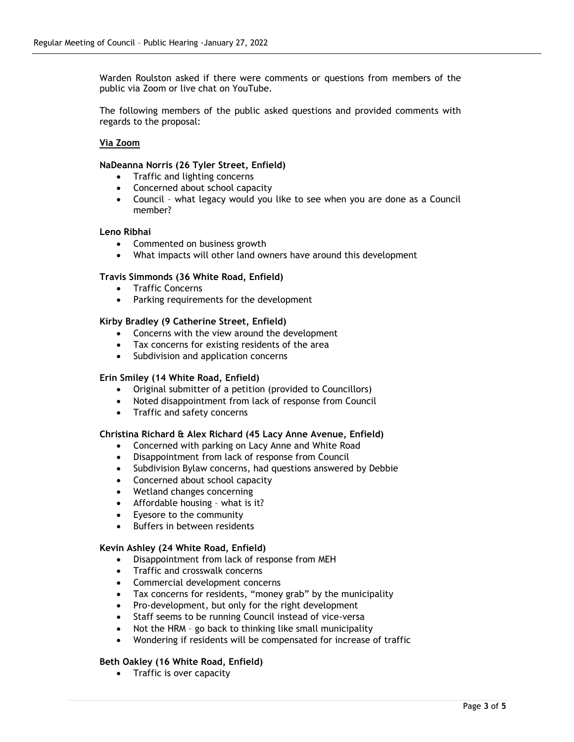Warden Roulston asked if there were comments or questions from members of the public via Zoom or live chat on YouTube.

The following members of the public asked questions and provided comments with regards to the proposal:

**Via Zoom**

**NaDeanna Norris (26 Tyler Street, Enfield)**

- Traffic and lighting concerns
- Concerned about school capacity
- Council – what legacy would you like to see when you are done as a Council member?

**Leno Ribhai**

- Commented on business growth
- What impacts will other land owners have around this development

**Travis Simmonds (36 White Road, Enfield)**

- Traffic Concerns
- Parking requirements for the development

**Kirby Bradley (9 Catherine Street, Enfield)**

- Concerns with the view around the development
- Tax concerns for existing residents of the area
- Subdivision and application concerns

**Erin Smiley (14 White Road, Enfield)**

- Original submitter of a petition (provided to Councillors)
- Noted disappointment from lack of response from Council
- Traffic and safety concerns

**Christina Richard & Alex Richard (45 Lacy Anne Avenue, Enfield)**

- Concerned with parking on Lacy Anne and White Road
- Disappointment from lack of response from Council
- Subdivision Bylaw concerns, had questions answered by Debbie
- Concerned about school capacity
- Wetland changes concerning
- Affordable housing – what is it?
- Eyesore to the community
- Buffers in between residents

**Kevin Ashley (24 White Road, Enfield)**

- Disappointment from lack of response from MEH
- Traffic and crosswalk concerns
- Commercial development concerns
- Tax concerns for residents, "money grab" by the municipality
- Pro-development, but only for the right development
- Staff seems to be running Council instead of vice-versa
- Not the HRM – go back to thinking like small municipality
- Wondering if residents will be compensated for increase of traffic

**Beth Oakley (16 White Road, Enfield)**

- Traffic is over capacity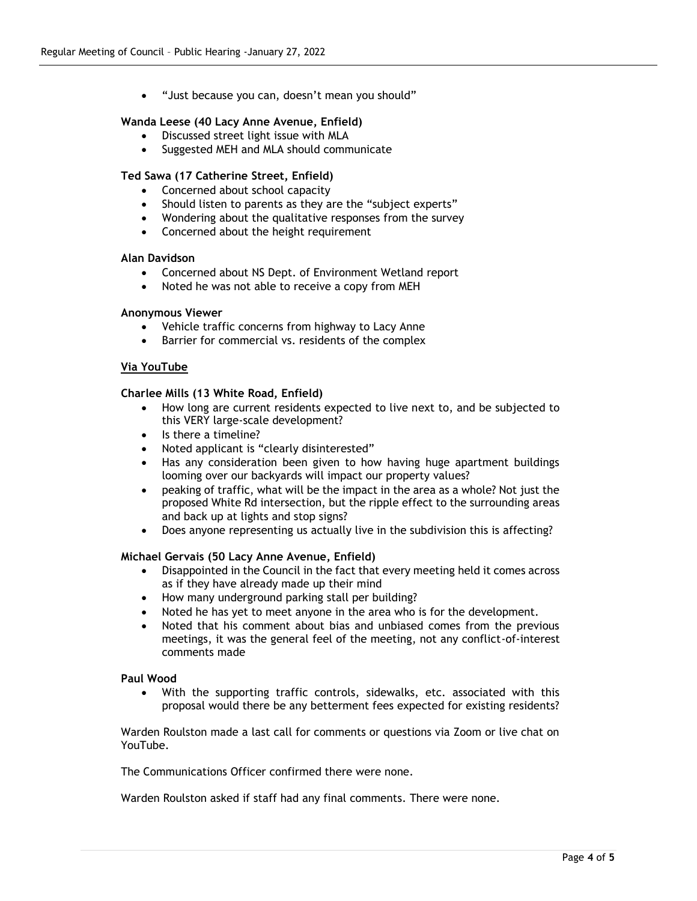- "Just because you can, doesn't mean you should"

**Wanda Leese (40 Lacy Anne Avenue, Enfield)**

- Discussed street light issue with MLA
- Suggested MEH and MLA should communicate

**Ted Sawa (17 Catherine Street, Enfield)**

- Concerned about school capacity
- Should listen to parents as they are the "subject experts"
- Wondering about the qualitative responses from the survey
- Concerned about the height requirement

**Alan Davidson**

- Concerned about NS Dept. of Environment Wetland report
- Noted he was not able to receive a copy from MEH

**Anonymous Viewer**

- Vehicle traffic concerns from highway to Lacy Anne
- Barrier for commercial vs. residents of the complex

**Via YouTube**

**Charlee Mills (13 White Road, Enfield)**

- How long are current residents expected to live next to, and be subjected to this VERY large-scale development?
- Is there a timeline?
- Noted applicant is "clearly disinterested"
- Has any consideration been given to how having huge apartment buildings looming over our backyards will impact our property values?
- peaking of traffic, what will be the impact in the area as a whole? Not just the proposed White Rd intersection, but the ripple effect to the surrounding areas and back up at lights and stop signs?
- Does anyone representing us actually live in the subdivision this is affecting?

**Michael Gervais (50 Lacy Anne Avenue, Enfield)**

- Disappointed in the Council in the fact that every meeting held it comes across as if they have already made up their mind
- How many underground parking stall per building?
- Noted he has yet to meet anyone in the area who is for the development.
- Noted that his comment about bias and unbiased comes from the previous meetings, it was the general feel of the meeting, not any conflict-of-interest comments made

**Paul Wood**

- With the supporting traffic controls, sidewalks, etc. associated with this proposal would there be any betterment fees expected for existing residents?

Warden Roulston made a last call for comments or questions via Zoom or live chat on YouTube.

The Communications Officer confirmed there were none.

Warden Roulston asked if staff had any final comments. There were none.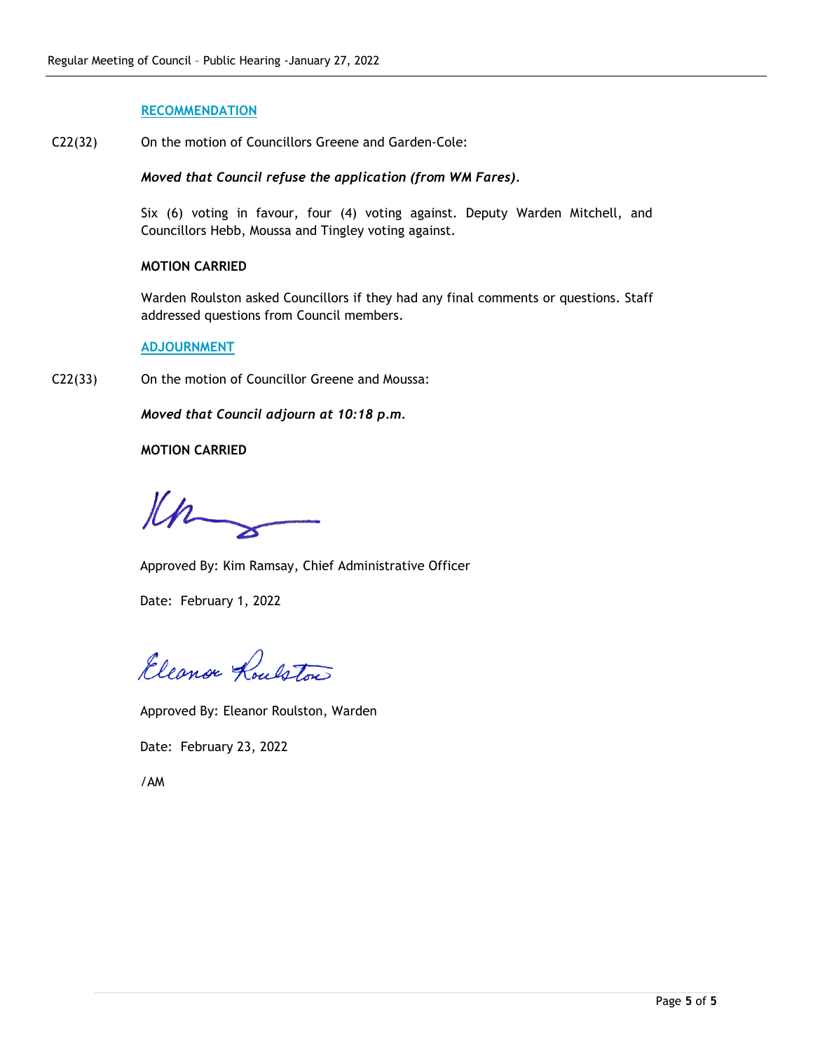## RECOMMENDATION

C22(32) On the motion of Councillors Greene and Garden-Cole:

***Moved that Council refuse the application (from WM Fares).***

Six (6) voting in favour, four (4) voting against. Deputy Warden Mitchell, and Councillors Hebb, Moussa and Tingley voting against.

**MOTION CARRIED**

Warden Roulston asked Councillors if they had any final comments or questions. Staff addressed questions from Council members.

## ADJOURNMENT

C22(33) On the motion of Councillor Greene and Moussa:

***Moved that Council adjourn at 10:18 p.m.***

**MOTION CARRIED**

Approved By: Kim Ramsay, Chief Administrative Officer

Date: February 1, 2022

Approved By: Eleanor Roulston, Warden

Date: February 23, 2022

/AM